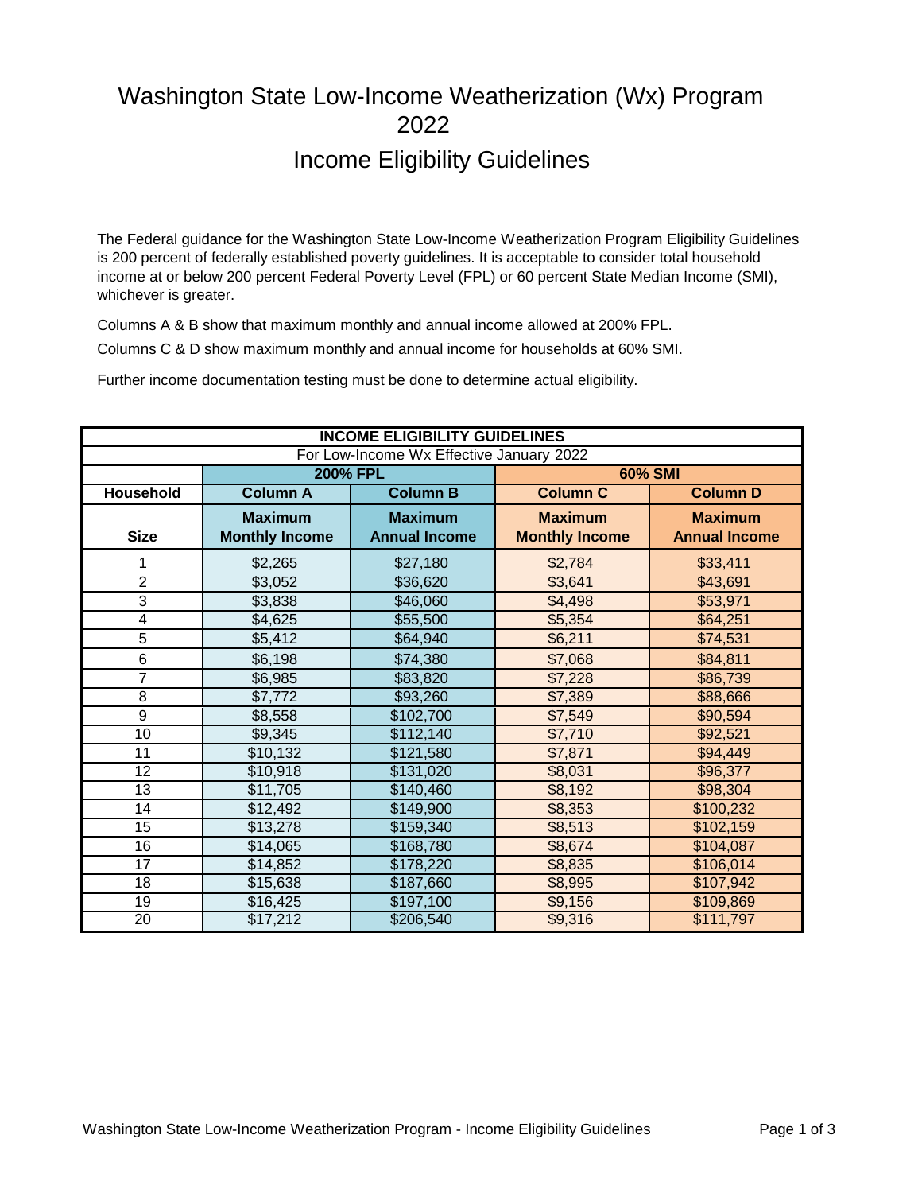# Washington State Low-Income Weatherization (Wx) Program 2022

## Income Eligibility Guidelines

The Federal guidance for the Washington State Low-Income Weatherization Program Eligibility Guidelines is 200 percent of federally established poverty guidelines. It is acceptable to consider total household income at or below 200 percent Federal Poverty Level (FPL) or 60 percent State Median Income (SMI), whichever is greater.

Columns A & B show that maximum monthly and annual income allowed at 200% FPL.

Columns C & D show maximum monthly and annual income for households at 60% SMI.

Further income documentation testing must be done to determine actual eligibility.

| INCOME ELIGIBILITY GUIDELINES | | | | |
|---|---|---|---|---|
| For Low-Income Wx Effective January 2022 | | | | |
| | 200% FPL | | 60% SMI | |
| Household | Column A | Column B | Column C | Column D |
| Size | Maximum Monthly Income | Maximum Annual Income | Maximum Monthly Income | Maximum Annual Income |
| 1 | $2,265 | $27,180 | $2,784 | $33,411 |
| 2 | $3,052 | $36,620 | $3,641 | $43,691 |
| 3 | $3,838 | $46,060 | $4,498 | $53,971 |
| 4 | $4,625 | $55,500 | $5,354 | $64,251 |
| 5 | $5,412 | $64,940 | $6,211 | $74,531 |
| 6 | $6,198 | $74,380 | $7,068 | $84,811 |
| 7 | $6,985 | $83,820 | $7,228 | $86,739 |
| 8 | $7,772 | $93,260 | $7,389 | $88,666 |
| 9 | $8,558 | $102,700 | $7,549 | $90,594 |
| 10 | $9,345 | $112,140 | $7,710 | $92,521 |
| 11 | $10,132 | $121,580 | $7,871 | $94,449 |
| 12 | $10,918 | $131,020 | $8,031 | $96,377 |
| 13 | $11,705 | $140,460 | $8,192 | $98,304 |
| 14 | $12,492 | $149,900 | $8,353 | $100,232 |
| 15 | $13,278 | $159,340 | $8,513 | $102,159 |
| 16 | $14,065 | $168,780 | $8,674 | $104,087 |
| 17 | $14,852 | $178,220 | $8,835 | $106,014 |
| 18 | $15,638 | $187,660 | $8,995 | $107,942 |
| 19 | $16,425 | $197,100 | $9,156 | $109,869 |
| 20 | $17,212 | $206,540 | $9,316 | $111,797 |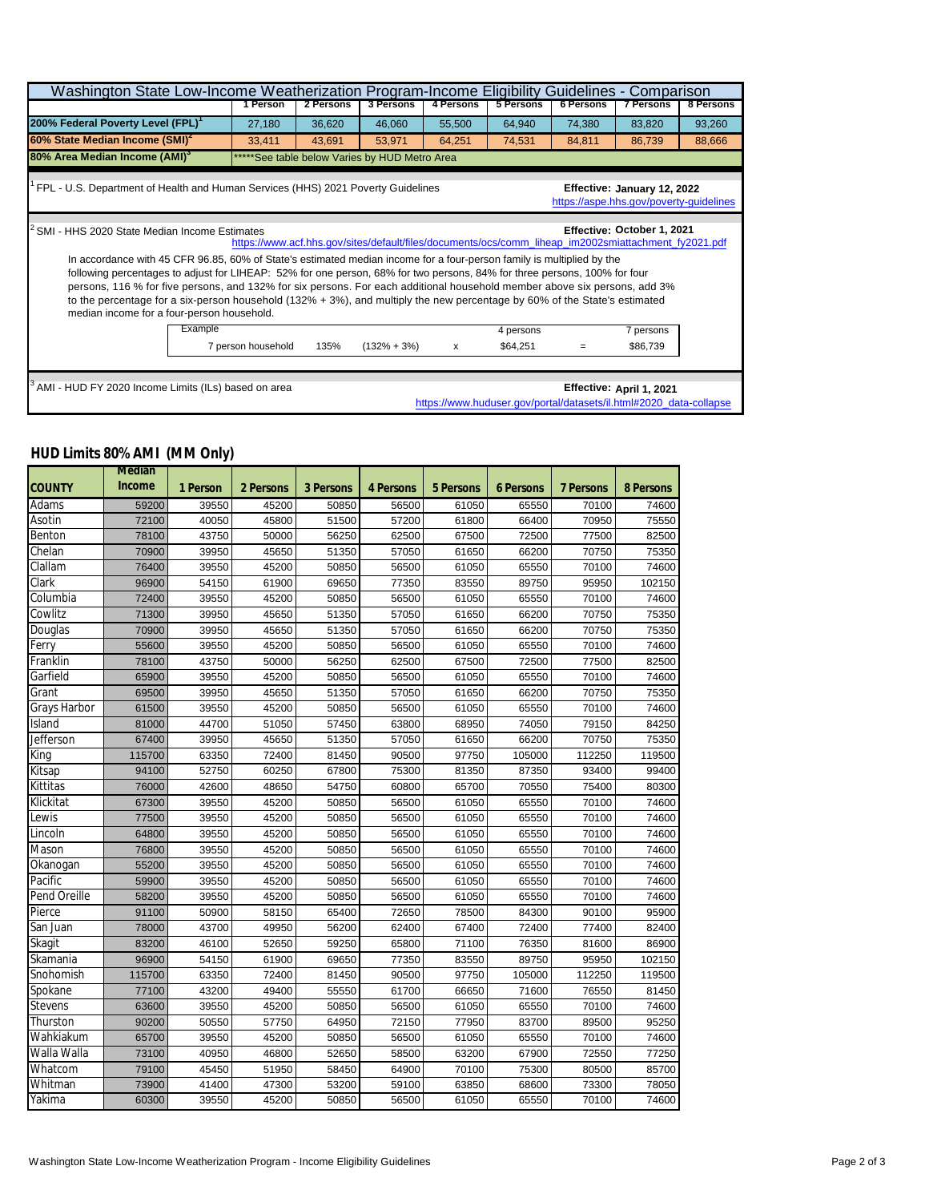# Washington State Low-Income Weatherization Program-Income Eligibility Guidelines - Comparison

| | 1 Person | 2 Persons | 3 Persons | 4 Persons | 5 Persons | 6 Persons | 7 Persons | 8 Persons |
|---|---|---|---|---|---|---|---|---|
| 200% Federal Poverty Level (FPL)[1] | 27,180 | 36,620 | 46,060 | 55,500 | 64,940 | 74,380 | 83,820 | 93,260 |
| 60% State Median Income (SMI)[2] | 33,411 | 43,691 | 53,971 | 64,251 | 74,531 | 84,811 | 86,739 | 88,666 |
| 80% Area Median Income (AMI)[3] | *****See table below Varies by HUD Metro Area | | | | | | | |

[1] FPL - U.S. Department of Health and Human Services (HHS) 2021 Poverty Guidelines

**Effective: January 12, 2022**
https://aspe.hhs.gov/poverty-guidelines

[2] SMI - HHS 2020 State Median Income Estimates

**Effective: October 1, 2021**
https://www.acf.hhs.gov/sites/default/files/documents/ocs/comm_liheap_im2002smiattachment_fy2021.pdf

In accordance with 45 CFR 96.85, 60% of State's estimated median income for a four-person family is multiplied by the following percentages to adjust for LIHEAP: 52% for one person, 68% for two persons, 84% for three persons, 100% for four persons, 116 % for five persons, and 132% for six persons. For each additional household member above six persons, add 3% to the percentage for a six-person household (132% + 3%), and multiply the new percentage by 60% of the State's estimated median income for a four-person household.

| Example | | | | | 4 persons | | 7 persons |
|---|---|---|---|---|---|---|---|
| | 7 person household | 135% | (132% + 3%) | x | $64,251 | = | $86,739 |

[3] AMI - HUD FY 2020 Income Limits (ILs) based on area

**Effective: April 1, 2021**
https://www.huduser.gov/portal/datasets/il.html#2020_data-collapse

## HUD Limits 80% AMI (MM Only)

| COUNTY | Median Income | 1 Person | 2 Persons | 3 Persons | 4 Persons | 5 Persons | 6 Persons | 7 Persons | 8 Persons |
|---|---|---|---|---|---|---|---|---|---|
| Adams | 59200 | 39550 | 45200 | 50850 | 56500 | 61050 | 65550 | 70100 | 74600 |
| Asotin | 72100 | 40050 | 45800 | 51500 | 57200 | 61800 | 66400 | 70950 | 75550 |
| Benton | 78100 | 43750 | 50000 | 56250 | 62500 | 67500 | 72500 | 77500 | 82500 |
| Chelan | 70900 | 39950 | 45650 | 51350 | 57050 | 61650 | 66200 | 70750 | 75350 |
| Clallam | 76400 | 39550 | 45200 | 50850 | 56500 | 61050 | 65550 | 70100 | 74600 |
| Clark | 96900 | 54150 | 61900 | 69650 | 77350 | 83550 | 89750 | 95950 | 102150 |
| Columbia | 72400 | 39550 | 45200 | 50850 | 56500 | 61050 | 65550 | 70100 | 74600 |
| Cowlitz | 71300 | 39950 | 45650 | 51350 | 57050 | 61650 | 66200 | 70750 | 75350 |
| Douglas | 70900 | 39950 | 45650 | 51350 | 57050 | 61650 | 66200 | 70750 | 75350 |
| Ferry | 55600 | 39550 | 45200 | 50850 | 56500 | 61050 | 65550 | 70100 | 74600 |
| Franklin | 78100 | 43750 | 50000 | 56250 | 62500 | 67500 | 72500 | 77500 | 82500 |
| Garfield | 65900 | 39550 | 45200 | 50850 | 56500 | 61050 | 65550 | 70100 | 74600 |
| Grant | 69500 | 39950 | 45650 | 51350 | 57050 | 61650 | 66200 | 70750 | 75350 |
| Grays Harbor | 61500 | 39550 | 45200 | 50850 | 56500 | 61050 | 65550 | 70100 | 74600 |
| Island | 81000 | 44700 | 51050 | 57450 | 63800 | 68950 | 74050 | 79150 | 84250 |
| Jefferson | 67400 | 39950 | 45650 | 51350 | 57050 | 61650 | 66200 | 70750 | 75350 |
| King | 115700 | 63350 | 72400 | 81450 | 90500 | 97750 | 105000 | 112250 | 119500 |
| Kitsap | 94100 | 52750 | 60250 | 67800 | 75300 | 81350 | 87350 | 93400 | 99400 |
| Kittitas | 76000 | 42600 | 48650 | 54750 | 60800 | 65700 | 70550 | 75400 | 80300 |
| Klickitat | 67300 | 39550 | 45200 | 50850 | 56500 | 61050 | 65550 | 70100 | 74600 |
| Lewis | 77500 | 39550 | 45200 | 50850 | 56500 | 61050 | 65550 | 70100 | 74600 |
| Lincoln | 64800 | 39550 | 45200 | 50850 | 56500 | 61050 | 65550 | 70100 | 74600 |
| Mason | 76800 | 39550 | 45200 | 50850 | 56500 | 61050 | 65550 | 70100 | 74600 |
| Okanogan | 55200 | 39550 | 45200 | 50850 | 56500 | 61050 | 65550 | 70100 | 74600 |
| Pacific | 59900 | 39550 | 45200 | 50850 | 56500 | 61050 | 65550 | 70100 | 74600 |
| Pend Oreille | 58200 | 39550 | 45200 | 50850 | 56500 | 61050 | 65550 | 70100 | 74600 |
| Pierce | 91100 | 50900 | 58150 | 65400 | 72650 | 78500 | 84300 | 90100 | 95900 |
| San Juan | 78000 | 43700 | 49950 | 56200 | 62400 | 67400 | 72400 | 77400 | 82400 |
| Skagit | 83200 | 46100 | 52650 | 59250 | 65800 | 71100 | 76350 | 81600 | 86900 |
| Skamania | 96900 | 54150 | 61900 | 69650 | 77350 | 83550 | 89750 | 95950 | 102150 |
| Snohomish | 115700 | 63350 | 72400 | 81450 | 90500 | 97750 | 105000 | 112250 | 119500 |
| Spokane | 77100 | 43200 | 49400 | 55550 | 61700 | 66650 | 71600 | 76550 | 81450 |
| Stevens | 63600 | 39550 | 45200 | 50850 | 56500 | 61050 | 65550 | 70100 | 74600 |
| Thurston | 90200 | 50550 | 57750 | 64950 | 72150 | 77950 | 83700 | 89500 | 95250 |
| Wahkiakum | 65700 | 39550 | 45200 | 50850 | 56500 | 61050 | 65550 | 70100 | 74600 |
| Walla Walla | 73100 | 40950 | 46800 | 52650 | 58500 | 63200 | 67900 | 72550 | 77250 |
| Whatcom | 79100 | 45450 | 51950 | 58450 | 64900 | 70100 | 75300 | 80500 | 85700 |
| Whitman | 73900 | 41400 | 47300 | 53200 | 59100 | 63850 | 68600 | 73300 | 78050 |
| Yakima | 60300 | 39550 | 45200 | 50850 | 56500 | 61050 | 65550 | 70100 | 74600 |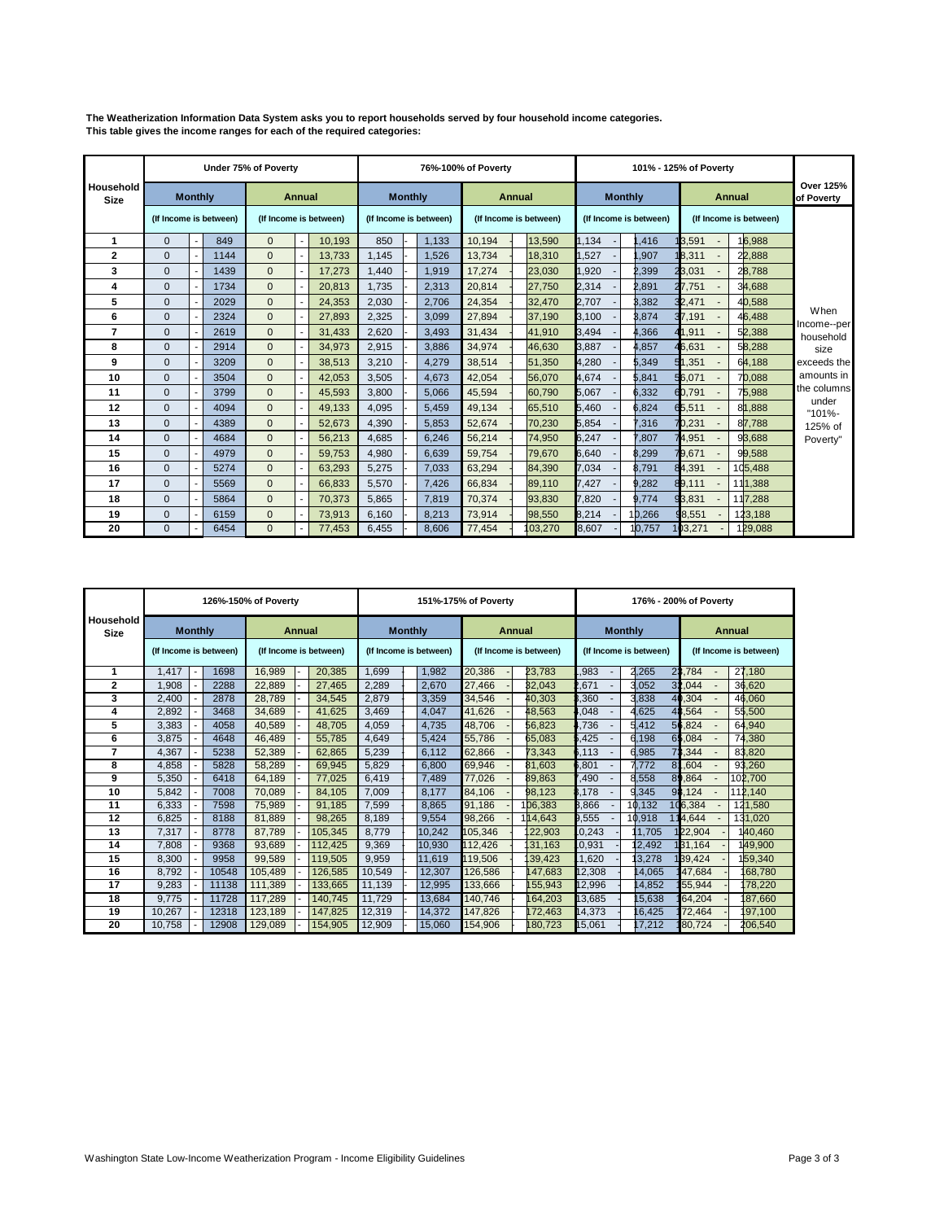The Weatherization Information Data System asks you to report households served by four household income categories.
This table gives the income ranges for each of the required categories:

| Household Size | Under 75% of Poverty | | | | 76%-100% of Poverty | | | | 101% - 125% of Poverty | | | | Over 125% of Poverty |
|---|---|---|---|---|---|---|---|---|---|---|---|---|---|
| | Monthly (If Income is between) | | Annual (If Income is between) | | Monthly (If Income is between) | | Annual (If Income is between) | | Monthly (If Income is between) | | Annual (If Income is between) | | |
| 1 | 0 | 849 | 0 | 10,193 | 850 | 1,133 | 10,194 | 13,590 | 1,134 | 1,416 | 13,591 | 16,988 | When Income--per household size exceeds the amounts in the columns under "101%-125% of Poverty" |
| 2 | 0 | 1144 | 0 | 13,733 | 1,145 | 1,526 | 13,734 | 18,310 | 1,527 | 1,907 | 18,311 | 22,888 | |
| 3 | 0 | 1439 | 0 | 17,273 | 1,440 | 1,919 | 17,274 | 23,030 | 1,920 | 2,399 | 23,031 | 28,788 | |
| 4 | 0 | 1734 | 0 | 20,813 | 1,735 | 2,313 | 20,814 | 27,750 | 2,314 | 2,891 | 27,751 | 34,688 | |
| 5 | 0 | 2029 | 0 | 24,353 | 2,030 | 2,706 | 24,354 | 32,470 | 2,707 | 3,382 | 32,471 | 40,588 | |
| 6 | 0 | 2324 | 0 | 27,893 | 2,325 | 3,099 | 27,894 | 37,190 | 3,100 | 3,874 | 37,191 | 46,488 | |
| 7 | 0 | 2619 | 0 | 31,433 | 2,620 | 3,493 | 31,434 | 41,910 | 3,494 | 4,366 | 41,911 | 52,388 | |
| 8 | 0 | 2914 | 0 | 34,973 | 2,915 | 3,886 | 34,974 | 46,630 | 3,887 | 4,857 | 46,631 | 58,288 | |
| 9 | 0 | 3209 | 0 | 38,513 | 3,210 | 4,279 | 38,514 | 51,350 | 4,280 | 5,349 | 51,351 | 64,188 | |
| 10 | 0 | 3504 | 0 | 42,053 | 3,505 | 4,673 | 42,054 | 56,070 | 4,674 | 5,841 | 56,071 | 70,088 | |
| 11 | 0 | 3799 | 0 | 45,593 | 3,800 | 5,066 | 45,594 | 60,790 | 5,067 | 6,332 | 60,791 | 75,988 | |
| 12 | 0 | 4094 | 0 | 49,133 | 4,095 | 5,459 | 49,134 | 65,510 | 5,460 | 6,824 | 65,511 | 81,888 | |
| 13 | 0 | 4389 | 0 | 52,673 | 4,390 | 5,853 | 52,674 | 70,230 | 5,854 | 7,316 | 70,231 | 87,788 | |
| 14 | 0 | 4684 | 0 | 56,213 | 4,685 | 6,246 | 56,214 | 74,950 | 6,247 | 7,807 | 74,951 | 93,688 | |
| 15 | 0 | 4979 | 0 | 59,753 | 4,980 | 6,639 | 59,754 | 79,670 | 6,640 | 8,299 | 79,671 | 99,588 | |
| 16 | 0 | 5274 | 0 | 63,293 | 5,275 | 7,033 | 63,294 | 84,390 | 7,034 | 8,791 | 84,391 | 105,488 | |
| 17 | 0 | 5569 | 0 | 66,833 | 5,570 | 7,426 | 66,834 | 89,110 | 7,427 | 9,282 | 89,111 | 111,388 | |
| 18 | 0 | 5864 | 0 | 70,373 | 5,865 | 7,819 | 70,374 | 93,830 | 7,820 | 9,774 | 93,831 | 117,288 | |
| 19 | 0 | 6159 | 0 | 73,913 | 6,160 | 8,213 | 73,914 | 98,550 | 8,214 | 10,266 | 98,551 | 123,188 | |
| 20 | 0 | 6454 | 0 | 77,453 | 6,455 | 8,606 | 77,454 | 103,270 | 8,607 | 10,757 | 103,271 | 129,088 | |

| Household Size | 126%-150% of Poverty | | | | 151%-175% of Poverty | | | | 176% - 200% of Poverty | | | |
|---|---|---|---|---|---|---|---|---|---|---|---|---|
| | Monthly (If Income is between) | | Annual (If Income is between) | | Monthly (If Income is between) | | Annual (If Income is between) | | Monthly (If Income is between) | | Annual (If Income is between) | |
| 1 | 1,417 | 1698 | 16,989 | 20,385 | 1,699 | 1,982 | 20,386 | 23,783 | 1,983 | 2,265 | 23,784 | 27,180 |
| 2 | 1,908 | 2288 | 22,889 | 27,465 | 2,289 | 2,670 | 27,466 | 32,043 | 2,671 | 3,052 | 32,044 | 36,620 |
| 3 | 2,400 | 2878 | 28,789 | 34,545 | 2,879 | 3,359 | 34,546 | 40,303 | 3,360 | 3,838 | 40,304 | 46,060 |
| 4 | 2,892 | 3468 | 34,689 | 41,625 | 3,469 | 4,047 | 41,626 | 48,563 | 4,048 | 4,625 | 48,564 | 55,500 |
| 5 | 3,383 | 4058 | 40,589 | 48,705 | 4,059 | 4,735 | 48,706 | 56,823 | 4,736 | 5,412 | 56,824 | 64,940 |
| 6 | 3,875 | 4648 | 46,489 | 55,785 | 4,649 | 5,424 | 55,786 | 65,083 | 5,425 | 6,198 | 65,084 | 74,380 |
| 7 | 4,367 | 5238 | 52,389 | 62,865 | 5,239 | 6,112 | 62,866 | 73,343 | 6,113 | 6,985 | 73,344 | 83,820 |
| 8 | 4,858 | 5828 | 58,289 | 69,945 | 5,829 | 6,800 | 69,946 | 81,603 | 6,801 | 7,772 | 81,604 | 93,260 |
| 9 | 5,350 | 6418 | 64,189 | 77,025 | 6,419 | 7,489 | 77,026 | 89,863 | 7,490 | 8,558 | 89,864 | 102,700 |
| 10 | 5,842 | 7008 | 70,089 | 84,105 | 7,009 | 8,177 | 84,106 | 98,123 | 8,178 | 9,345 | 98,124 | 112,140 |
| 11 | 6,333 | 7598 | 75,989 | 91,185 | 7,599 | 8,865 | 91,186 | 106,383 | 8,866 | 10,132 | 106,384 | 121,580 |
| 12 | 6,825 | 8188 | 81,889 | 98,265 | 8,189 | 9,554 | 98,266 | 114,643 | 9,555 | 10,918 | 114,644 | 131,020 |
| 13 | 7,317 | 8778 | 87,789 | 105,345 | 8,779 | 10,242 | 105,346 | 122,903 | 10,243 | 11,705 | 122,904 | 140,460 |
| 14 | 7,808 | 9368 | 93,689 | 112,425 | 9,369 | 10,930 | 112,426 | 131,163 | 10,931 | 12,492 | 131,164 | 149,900 |
| 15 | 8,300 | 9958 | 99,589 | 119,505 | 9,959 | 11,619 | 119,506 | 139,423 | 11,620 | 13,278 | 139,424 | 159,340 |
| 16 | 8,792 | 10548 | 105,489 | 126,585 | 10,549 | 12,307 | 126,586 | 147,683 | 12,308 | 14,065 | 147,684 | 168,780 |
| 17 | 9,283 | 11138 | 111,389 | 133,665 | 11,139 | 12,995 | 133,666 | 155,943 | 12,996 | 14,852 | 155,944 | 178,220 |
| 18 | 9,775 | 11728 | 117,289 | 140,745 | 11,729 | 13,684 | 140,746 | 164,203 | 13,685 | 15,638 | 164,204 | 187,660 |
| 19 | 10,267 | 12318 | 123,189 | 147,825 | 12,319 | 14,372 | 147,826 | 172,463 | 14,373 | 16,425 | 172,464 | 197,100 |
| 20 | 10,758 | 12908 | 129,089 | 154,905 | 12,909 | 15,060 | 154,906 | 180,723 | 15,061 | 17,212 | 180,724 | 206,540 |